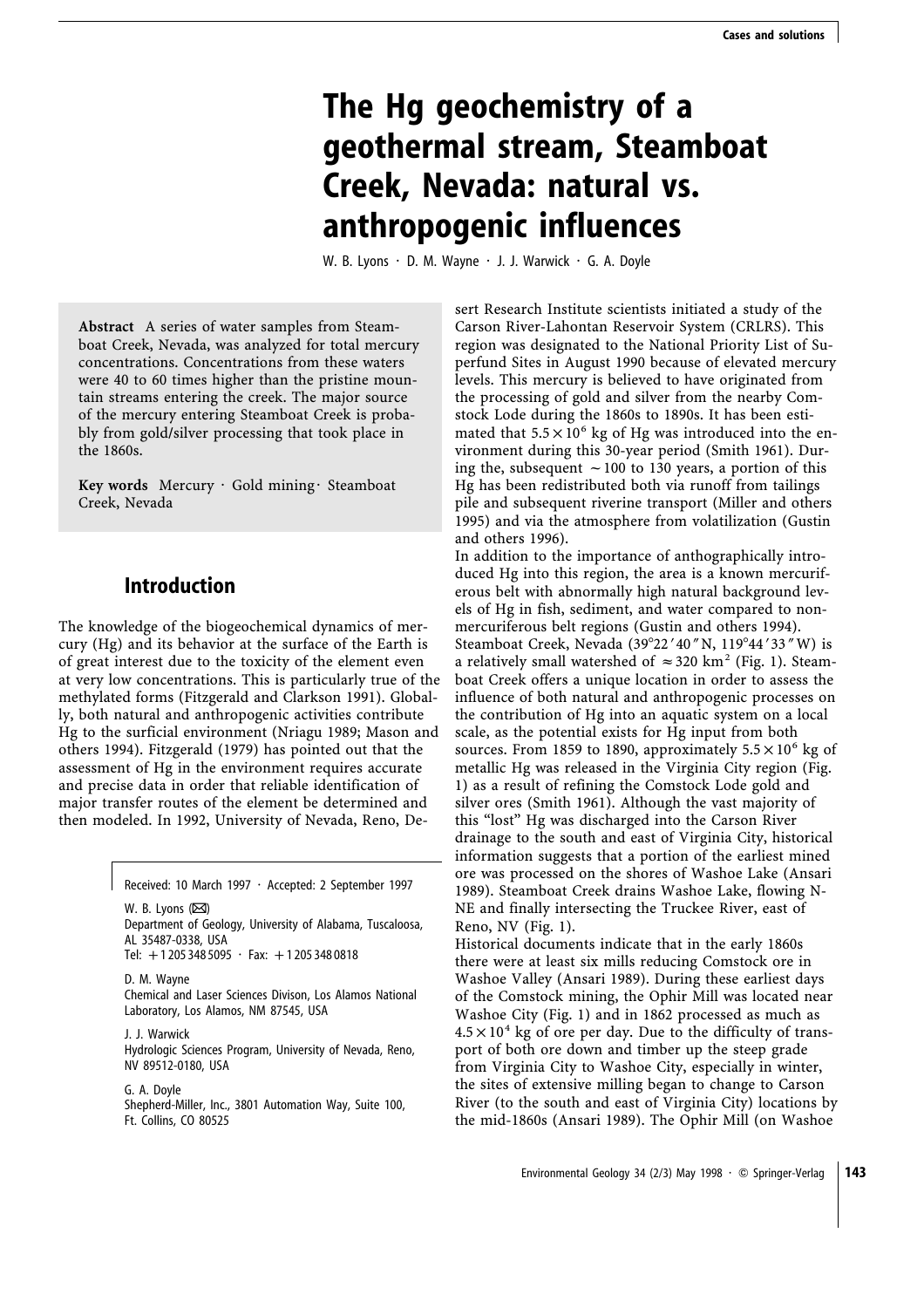# The Hg geochemistry of a geothermal stream, Steamboat Creek, Nevada: natural vs. anthropogenic influences

W. B. Lyons · D. M. Wayne · J. J. Warwick · G. A. Doyle

**Abstract** A series of water samples from Steamboat Creek, Nevada, was analyzed for total mercury concentrations. Concentrations from these waters were 40 to 60 times higher than the pristine mountain streams entering the creek. The major source of the mercury entering Steamboat Creek is probably from gold/silver processing that took place in the 1860s.

**Key words** Mercury · Gold mining · Steamboat Creek, Nevada

Received: 10 March 1997 · Accepted: 2 September 1997

W. B. Lyons (✉)
Department of Geology, University of Alabama, Tuscaloosa, AL 35487-0338, USA
Tel: +1 205 348 5095 · Fax: +1 205 348 0818

D. M. Wayne
Chemical and Laser Sciences Divison, Los Alamos National Laboratory, Los Alamos, NM 87545, USA

J. J. Warwick
Hydrologic Sciences Program, University of Nevada, Reno, NV 89512-0180, USA

G. A. Doyle
Shepherd-Miller, Inc., 3801 Automation Way, Suite 100, Ft. Collins, CO 80525

## Introduction

The knowledge of the biogeochemical dynamics of mercury (Hg) and its behavior at the surface of the Earth is of great interest due to the toxicity of the element even at very low concentrations. This is particularly true of the methylated forms (Fitzgerald and Clarkson 1991). Globally, both natural and anthropogenic activities contribute Hg to the surficial environment (Nriagu 1989; Mason and others 1994). Fitzgerald (1979) has pointed out that the assessment of Hg in the environment requires accurate and precise data in order that reliable identification of major transfer routes of the element be determined and then modeled. In 1992, University of Nevada, Reno, Desert Research Institute scientists initiated a study of the Carson River-Lahontan Reservoir System (CRLRS). This region was designated to the National Priority List of Superfund Sites in August 1990 because of elevated mercury levels. This mercury is believed to have originated from the processing of gold and silver from the nearby Comstock Lode during the 1860s to 1890s. It has been estimated that $5.5 \times 10^6$ kg of Hg was introduced into the environment during this 30-year period (Smith 1961). During the, subsequent ~100 to 130 years, a portion of this Hg has been redistributed both via runoff from tailings pile and subsequent riverine transport (Miller and others 1995) and via the atmosphere from volatilization (Gustin and others 1996).

In addition to the importance of anthographically introduced Hg into this region, the area is a known mercuriferous belt with abnormally high natural background levels of Hg in fish, sediment, and water compared to non-mercuriferous belt regions (Gustin and others 1994). Steamboat Creek, Nevada (39°22′40″N, 119°44′33″W) is a relatively small watershed of ≈320 km² (Fig. 1). Steamboat Creek offers a unique location in order to assess the influence of both natural and anthropogenic processes on the contribution of Hg into an aquatic system on a local scale, as the potential exists for Hg input from both sources. From 1859 to 1890, approximately $5.5 \times 10^6$ kg of metallic Hg was released in the Virginia City region (Fig. 1) as a result of refining the Comstock Lode gold and silver ores (Smith 1961). Although the vast majority of this "lost" Hg was discharged into the Carson River drainage to the south and east of Virginia City, historical information suggests that a portion of the earliest mined ore was processed on the shores of Washoe Lake (Ansari 1989). Steamboat Creek drains Washoe Lake, flowing N-NE and finally intersecting the Truckee River, east of Reno, NV (Fig. 1).

Historical documents indicate that in the early 1860s there were at least six mills reducing Comstock ore in Washoe Valley (Ansari 1989). During these earliest days of the Comstock mining, the Ophir Mill was located near Washoe City (Fig. 1) and in 1862 processed as much as $4.5 \times 10^4$ kg of ore per day. Due to the difficulty of transport of both ore down and timber up the steep grade from Virginia City to Washoe City, especially in winter, the sites of extensive milling began to change to Carson River (to the south and east of Virginia City) locations by the mid-1860s (Ansari 1989). The Ophir Mill (on Washoe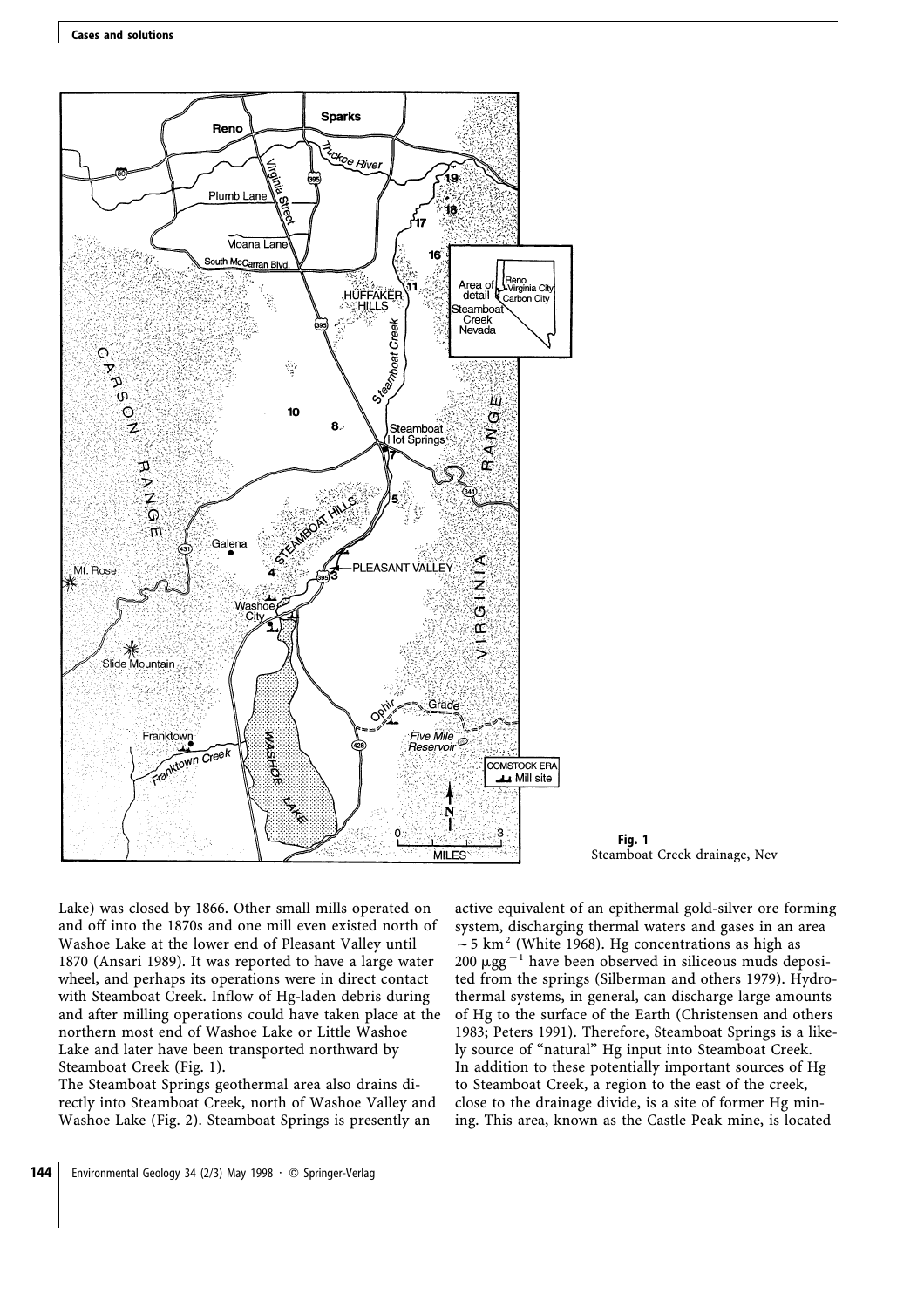**Fig. 1**
Steamboat Creek drainage, Nev

Lake) was closed by 1866. Other small mills operated on and off into the 1870s and one mill even existed north of Washoe Lake at the lower end of Pleasant Valley until 1870 (Ansari 1989). It was reported to have a large water wheel, and perhaps its operations were in direct contact with Steamboat Creek. Inflow of Hg-laden debris during and after milling operations could have taken place at the northern most end of Washoe Lake or Little Washoe Lake and later have been transported northward by Steamboat Creek (Fig. 1).

The Steamboat Springs geothermal area also drains directly into Steamboat Creek, north of Washoe Valley and Washoe Lake (Fig. 2). Steamboat Springs is presently an active equivalent of an epithermal gold-silver ore forming system, discharging thermal waters and gases in an area $\sim 5$ km$^2$ (White 1968). Hg concentrations as high as 200 $\mu g g^{-1}$ have been observed in siliceous muds deposited from the springs (Silberman and others 1979). Hydrothermal systems, in general, can discharge large amounts of Hg to the surface of the Earth (Christensen and others 1983; Peters 1991). Therefore, Steamboat Springs is a likely source of "natural" Hg input into Steamboat Creek.

In addition to these potentially important sources of Hg to Steamboat Creek, a region to the east of the creek, close to the drainage divide, is a site of former Hg mining. This area, known as the Castle Peak mine, is located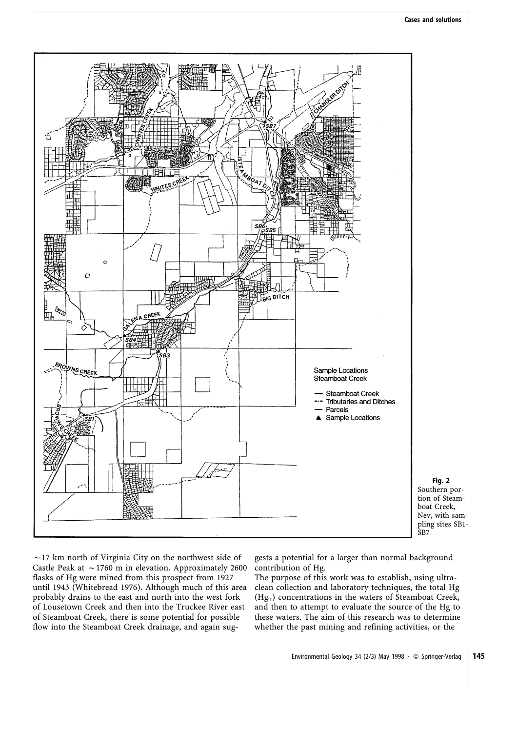**Fig. 2**
Southern portion of Steamboat Creek, Nev, with sampling sites SB1-SB7

~17 km north of Virginia City on the northwest side of Castle Peak at ~1760 m in elevation. Approximately 2600 flasks of Hg were mined from this prospect from 1927 until 1943 (Whitebread 1976). Although much of this area probably drains to the east and north into the west fork of Lousetown Creek and then into the Truckee River east of Steamboat Creek, there is some potential for possible flow into the Steamboat Creek drainage, and again suggests a potential for a larger than normal background contribution of Hg.

The purpose of this work was to establish, using ultra-clean collection and laboratory techniques, the total Hg ($Hg_T$) concentrations in the waters of Steamboat Creek, and then to attempt to evaluate the source of the Hg to these waters. The aim of this research was to determine whether the past mining and refining activities, or the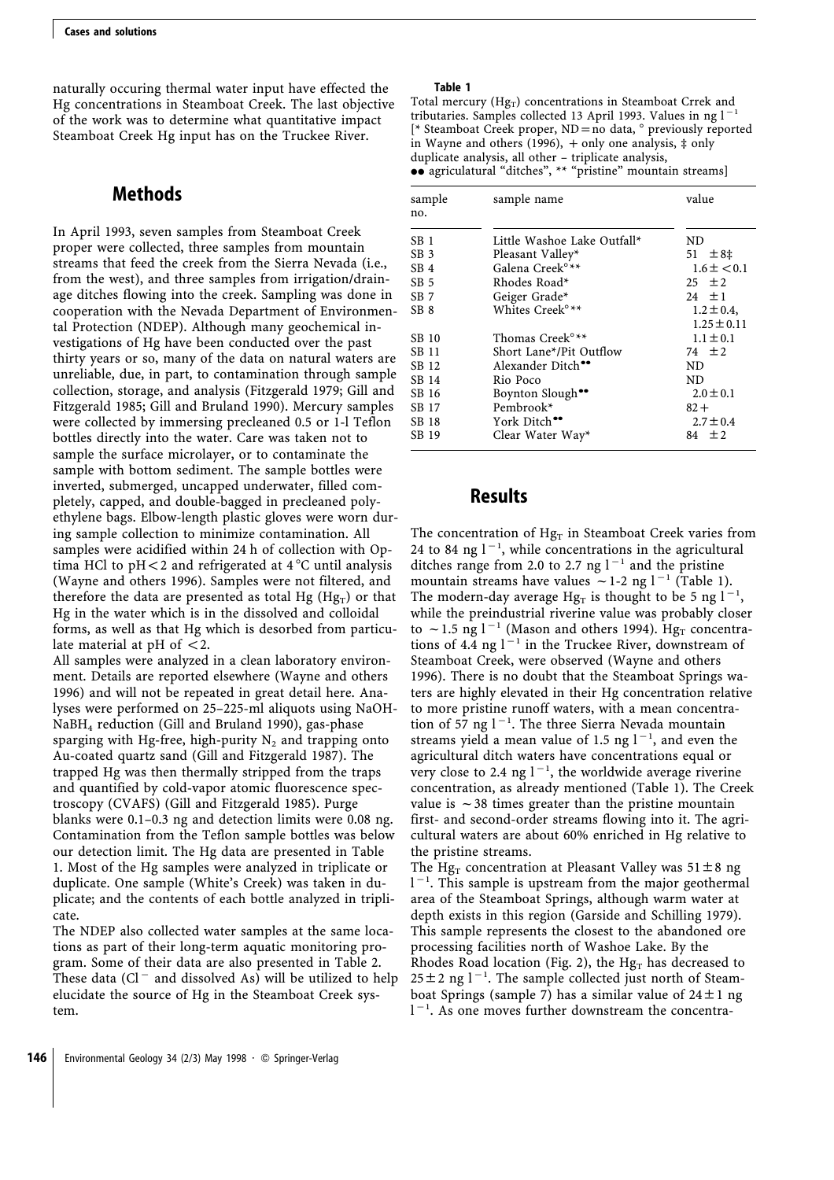naturally occuring thermal water input have effected the Hg concentrations in Steamboat Creek. The last objective of the work was to determine what quantitative impact Steamboat Creek Hg input has on the Truckee River.

## Methods

In April 1993, seven samples from Steamboat Creek proper were collected, three samples from mountain streams that feed the creek from the Sierra Nevada (i.e., from the west), and three samples from irrigation/drainage ditches flowing into the creek. Sampling was done in cooperation with the Nevada Department of Environmental Protection (NDEP). Although many geochemical investigations of Hg have been conducted over the past thirty years or so, many of the data on natural waters are unreliable, due, in part, to contamination through sample collection, storage, and analysis (Fitzgerald 1979; Gill and Fitzgerald 1985; Gill and Bruland 1990). Mercury samples were collected by immersing precleaned 0.5 or 1-l Teflon bottles directly into the water. Care was taken not to sample the surface microlayer, or to contaminate the sample with bottom sediment. The sample bottles were inverted, submerged, uncapped underwater, filled completely, capped, and double-bagged in precleaned polyethylene bags. Elbow-length plastic gloves were worn during sample collection to minimize contamination. All samples were acidified within 24 h of collection with Optima HCl to pH < 2 and refrigerated at 4 °C until analysis (Wayne and others 1996). Samples were not filtered, and therefore the data are presented as total Hg ($Hg_T$) or that Hg in the water which is in the dissolved and colloidal forms, as well as that Hg which is desorbed from particulate material at pH of < 2.

All samples were analyzed in a clean laboratory environment. Details are reported elsewhere (Wayne and others 1996) and will not be repeated in great detail here. Analyses were performed on 25–225-ml aliquots using NaOH-$NaBH_4$ reduction (Gill and Bruland 1990), gas-phase sparging with Hg-free, high-purity $N_2$ and trapping onto Au-coated quartz sand (Gill and Fitzgerald 1987). The trapped Hg was then thermally stripped from the traps and quantified by cold-vapor atomic fluorescence spectroscopy (CVAFS) (Gill and Fitzgerald 1985). Purge blanks were 0.1–0.3 ng and detection limits were 0.08 ng. Contamination from the Teflon sample bottles was below our detection limit. The Hg data are presented in Table 1. Most of the Hg samples were analyzed in triplicate or duplicate. One sample (White's Creek) was taken in duplicate; and the contents of each bottle analyzed in triplicate.

The NDEP also collected water samples at the same locations as part of their long-term aquatic monitoring program. Some of their data are also presented in Table 2. These data ($Cl^-$ and dissolved As) will be utilized to help elucidate the source of Hg in the Steamboat Creek system.

**Table 1**

Total mercury ($Hg_T$) concentrations in Steamboat Crrek and tributaries. Samples collected 13 April 1993. Values in ng $l^{-1}$ [* Steamboat Creek proper, ND = no data, ° previously reported in Wayne and others (1996), + only one analysis, ‡ only duplicate analysis, all other – triplicate analysis, •• agriculatural "ditches", ** "pristine" mountain streams]

| sample no. | sample name | value |
|---|---|---|
| SB 1 | Little Washoe Lake Outfall* | ND |
| SB 3 | Pleasant Valley* | 51 ± 8‡ |
| SB 4 | Galena Creek°** | 1.6 ± < 0.1 |
| SB 5 | Rhodes Road* | 25 ± 2 |
| SB 7 | Geiger Grade* | 24 ± 1 |
| SB 8 | Whites Creek°** | 1.2 ± 0.4, 1.25 ± 0.11 |
| SB 10 | Thomas Creek°** | 1.1 ± 0.1 |
| SB 11 | Short Lane*/Pit Outflow | 74 ± 2 |
| SB 12 | Alexander Ditch•• | ND |
| SB 14 | Rio Poco | ND |
| SB 16 | Boynton Slough•• | 2.0 ± 0.1 |
| SB 17 | Pembrook* | 82 + |
| SB 18 | York Ditch•• | 2.7 ± 0.4 |
| SB 19 | Clear Water Way* | 84 ± 2 |

## Results

The concentration of $Hg_T$ in Steamboat Creek varies from 24 to 84 ng $l^{-1}$, while concentrations in the agricultural ditches range from 2.0 to 2.7 ng $l^{-1}$ and the pristine mountain streams have values ~1-2 ng $l^{-1}$ (Table 1). The modern-day average $Hg_T$ is thought to be 5 ng $l^{-1}$, while the preindustrial riverine value was probably closer to ~1.5 ng $l^{-1}$ (Mason and others 1994). $Hg_T$ concentrations of 4.4 ng $l^{-1}$ in the Truckee River, downstream of Steamboat Creek, were observed (Wayne and others 1996). There is no doubt that the Steamboat Springs waters are highly elevated in their Hg concentration relative to more pristine runoff waters, with a mean concentration of 57 ng $l^{-1}$. The three Sierra Nevada mountain streams yield a mean value of 1.5 ng $l^{-1}$, and even the agricultural ditch waters have concentrations equal or very close to 2.4 ng $l^{-1}$, the worldwide average riverine concentration, as already mentioned (Table 1). The Creek value is ~38 times greater than the pristine mountain first- and second-order streams flowing into it. The agricultural waters are about 60% enriched in Hg relative to the pristine streams.

The $Hg_T$ concentration at Pleasant Valley was 51 ± 8 ng $l^{-1}$. This sample is upstream from the major geothermal area of the Steamboat Springs, although warm water at depth exists in this region (Garside and Schilling 1979). This sample represents the closest to the abandoned ore processing facilities north of Washoe Lake. By the Rhodes Road location (Fig. 2), the $Hg_T$ has decreased to 25 ± 2 ng $l^{-1}$. The sample collected just north of Steamboat Springs (sample 7) has a similar value of 24 ± 1 ng $l^{-1}$. As one moves further downstream the concentra-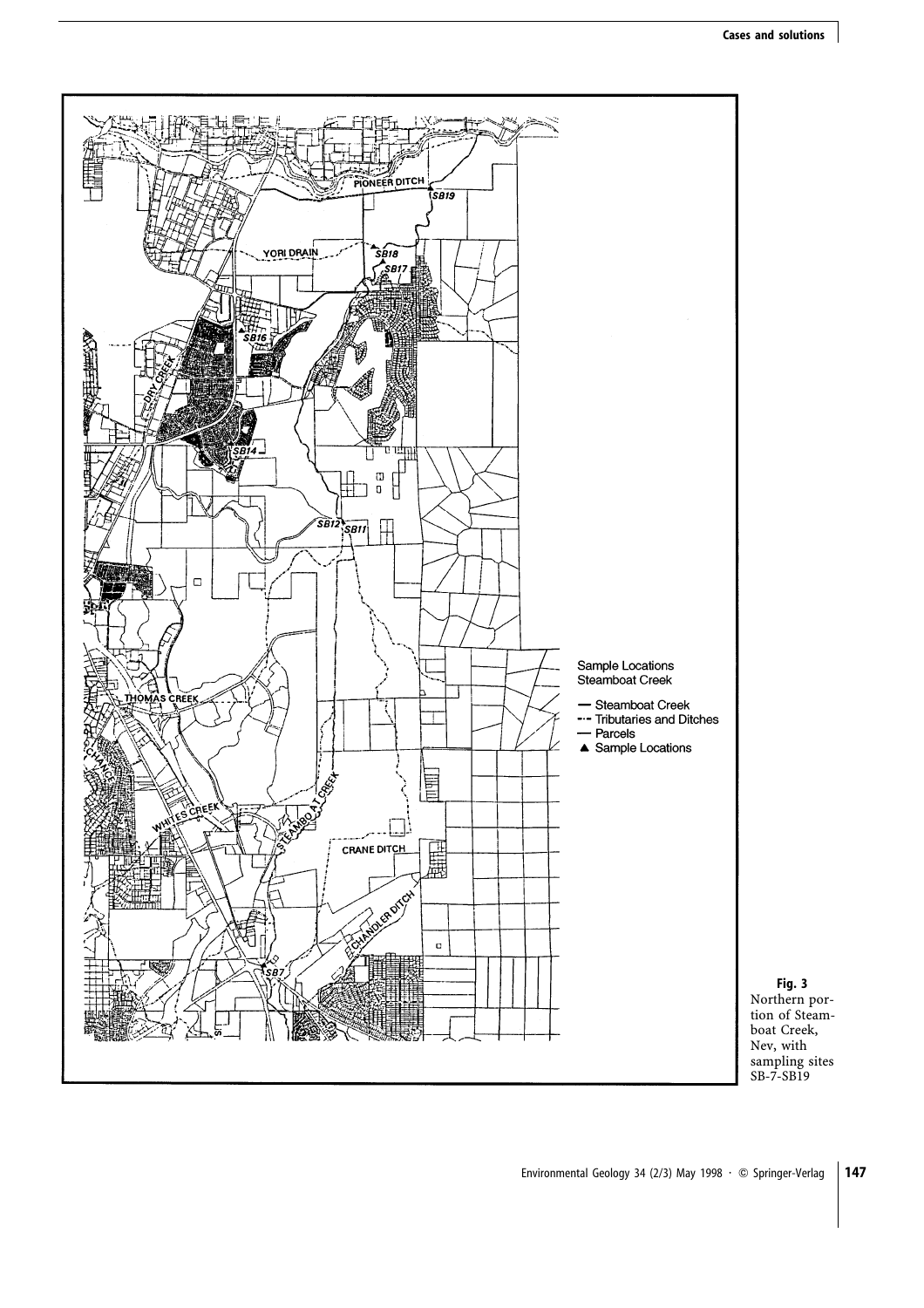Sample Locations
Steamboat Creek

— Steamboat Creek
-·- Tributaries and Ditches
— Parcels
▲ Sample Locations

**Fig. 3**
Northern portion of Steamboat Creek, Nev, with sampling sites SB-7-SB19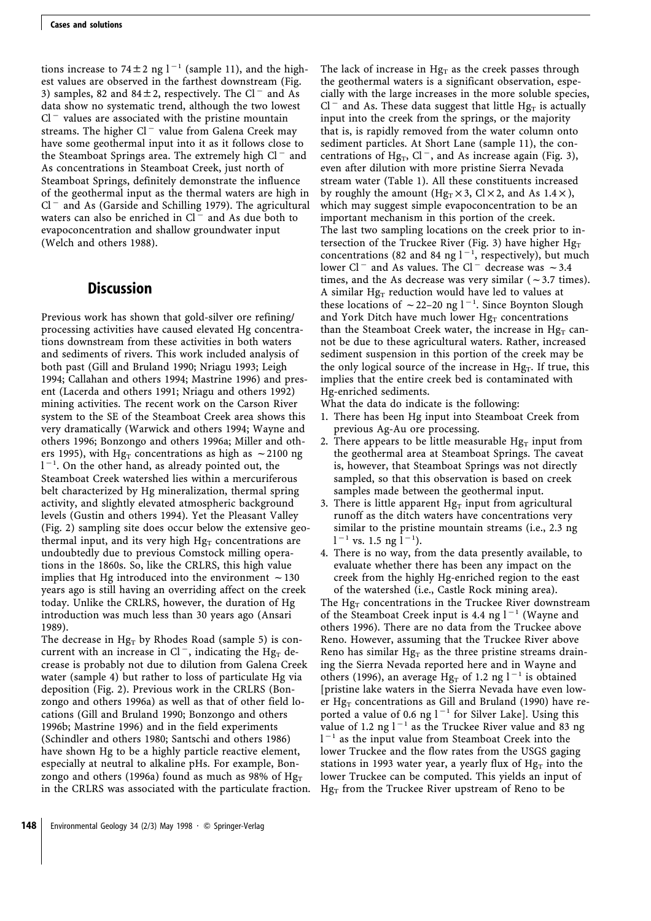tions increase to $74 \pm 2$ ng $l^{-1}$ (sample 11), and the highest values are observed in the farthest downstream (Fig. 3) samples, 82 and $84 \pm 2$, respectively. The $Cl^-$ and As data show no systematic trend, although the two lowest $Cl^-$ values are associated with the pristine mountain streams. The higher $Cl^-$ value from Galena Creek may have some geothermal input into it as it follows close to the Steamboat Springs area. The extremely high $Cl^-$ and As concentrations in Steamboat Creek, just north of Steamboat Springs, definitely demonstrate the influence of the geothermal input as the thermal waters are high in $Cl^-$ and As (Garside and Schilling 1979). The agricultural waters can also be enriched in $Cl^-$ and As due both to evapoconcentration and shallow groundwater input (Welch and others 1988).

## Discussion

Previous work has shown that gold-silver ore refining/processing activities have caused elevated Hg concentrations downstream from these activities in both waters and sediments of rivers. This work included analysis of both past (Gill and Bruland 1990; Nriagu 1993; Leigh 1994; Callahan and others 1994; Mastrine 1996) and present (Lacerda and others 1991; Nriagu and others 1992) mining activities. The recent work on the Carson River system to the SE of the Steamboat Creek area shows this very dramatically (Warwick and others 1994; Wayne and others 1996; Bonzongo and others 1996a; Miller and others 1995), with $Hg_T$ concentrations as high as $\sim 2100$ ng $l^{-1}$. On the other hand, as already pointed out, the Steamboat Creek watershed lies within a mercuriferous belt characterized by Hg mineralization, thermal spring activity, and slightly elevated atmospheric background levels (Gustin and others 1994). Yet the Pleasant Valley (Fig. 2) sampling site does occur below the extensive geothermal input, and its very high $Hg_T$ concentrations are undoubtedly due to previous Comstock milling operations in the 1860s. So, like the CRLRS, this high value implies that Hg introduced into the environment $\sim 130$ years ago is still having an overriding affect on the creek today. Unlike the CRLRS, however, the duration of Hg introduction was much less than 30 years ago (Ansari 1989).

The decrease in $Hg_T$ by Rhodes Road (sample 5) is concurrent with an increase in $Cl^-$, indicating the $Hg_T$ decrease is probably not due to dilution from Galena Creek water (sample 4) but rather to loss of particulate Hg via deposition (Fig. 2). Previous work in the CRLRS (Bonzongo and others 1996a) as well as that of other field locations (Gill and Bruland 1990; Bonzongo and others 1996b; Mastrine 1996) and in the field experiments (Schindler and others 1980; Santschi and others 1986) have shown Hg to be a highly particle reactive element, especially at neutral to alkaline pHs. For example, Bonzongo and others (1996a) found as much as 98% of $Hg_T$ in the CRLRS was associated with the particulate fraction.

The lack of increase in $Hg_T$ as the creek passes through the geothermal waters is a significant observation, especially with the large increases in the more soluble species, $Cl^-$ and As. These data suggest that little $Hg_T$ is actually input into the creek from the springs, or the majority that is, is rapidly removed from the water column onto sediment particles. At Short Lane (sample 11), the concentrations of $Hg_T$, $Cl^-$, and As increase again (Fig. 3), even after dilution with more pristine Sierra Nevada stream water (Table 1). All these constituents increased by roughly the amount ($Hg_T \times 3$, $Cl \times 2$, and As $1.4\times$), which may suggest simple evapoconcentration to be an important mechanism in this portion of the creek.

The last two sampling locations on the creek prior to intersection of the Truckee River (Fig. 3) have higher $Hg_T$ concentrations (82 and 84 ng $l^{-1}$, respectively), but much lower $Cl^-$ and As values. The $Cl^-$ decrease was $\sim 3.4$ times, and the As decrease was very similar ($\sim 3.7$ times). A similar $Hg_T$ reduction would have led to values at these locations of $\sim 22$–20 ng $l^{-1}$. Since Boynton Slough and York Ditch have much lower $Hg_T$ concentrations than the Steamboat Creek water, the increase in $Hg_T$ cannot be due to these agricultural waters. Rather, increased sediment suspension in this portion of the creek may be the only logical source of the increase in $Hg_T$. If true, this implies that the entire creek bed is contaminated with Hg-enriched sediments.

What the data do indicate is the following:

1. There has been Hg input into Steamboat Creek from previous Ag-Au ore processing.
2. There appears to be little measurable $Hg_T$ input from the geothermal area at Steamboat Springs. The caveat is, however, that Steamboat Springs was not directly sampled, so that this observation is based on creek samples made between the geothermal input.
3. There is little apparent $Hg_T$ input from agricultural runoff as the ditch waters have concentrations very similar to the pristine mountain streams (i.e., 2.3 ng $l^{-1}$ vs. 1.5 ng $l^{-1}$).
4. There is no way, from the data presently available, to evaluate whether there has been any impact on the creek from the highly Hg-enriched region to the east of the watershed (i.e., Castle Rock mining area).

The $Hg_T$ concentrations in the Truckee River downstream of the Steamboat Creek input is 4.4 ng $l^{-1}$ (Wayne and others 1996). There are no data from the Truckee above Reno. However, assuming that the Truckee River above Reno has similar $Hg_T$ as the three pristine streams draining the Sierra Nevada reported here and in Wayne and others (1996), an average $Hg_T$ of 1.2 ng $l^{-1}$ is obtained [pristine lake waters in the Sierra Nevada have even lower $Hg_T$ concentrations as Gill and Bruland (1990) have reported a value of 0.6 ng $l^{-1}$ for Silver Lake]. Using this value of 1.2 ng $l^{-1}$ as the Truckee River value and 83 ng $l^{-1}$ as the input value from Steamboat Creek into the lower Truckee and the flow rates from the USGS gaging stations in 1993 water year, a yearly flux of $Hg_T$ into the lower Truckee can be computed. This yields an input of $Hg_T$ from the Truckee River upstream of Reno to be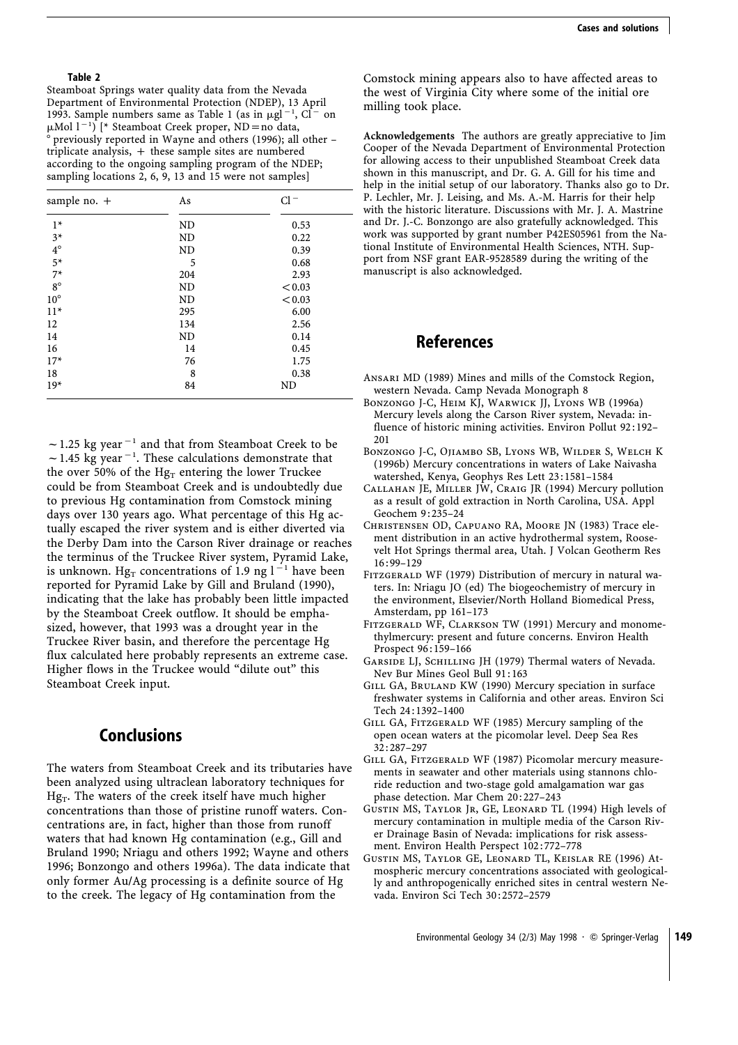**Table 2**

Steamboat Springs water quality data from the Nevada Department of Environmental Protection (NDEP), 13 April 1993. Sample numbers same as Table 1 (as in $\mu g l^{-1}$, $Cl^{-}$ on $\mu Mol\ l^{-1}$) [* Steamboat Creek proper, ND = no data, ° previously reported in Wayne and others (1996); all other – triplicate analysis, + these sample sites are numbered according to the ongoing sampling program of the NDEP; sampling locations 2, 6, 9, 13 and 15 were not samples]

| sample no. + | As | $Cl^{-}$ |
|---|---|---|
| 1* | ND | 0.53 |
| 3* | ND | 0.22 |
| 4° | ND | 0.39 |
| 5* | 5 | 0.68 |
| 7* | 204 | 2.93 |
| 8° | ND | < 0.03 |
| 10° | ND | < 0.03 |
| 11* | 295 | 6.00 |
| 12 | 134 | 2.56 |
| 14 | ND | 0.14 |
| 16 | 14 | 0.45 |
| 17* | 76 | 1.75 |
| 18 | 8 | 0.38 |
| 19* | 84 | ND |

$\sim 1.25$ kg $year^{-1}$ and that from Steamboat Creek to be $\sim 1.45$ kg $year^{-1}$. These calculations demonstrate that the over 50% of the $Hg_T$ entering the lower Truckee could be from Steamboat Creek and is undoubtedly due to previous Hg contamination from Comstock mining days over 130 years ago. What percentage of this Hg actually escaped the river system and is either diverted via the Derby Dam into the Carson River drainage or reaches the terminus of the Truckee River system, Pyramid Lake, is unknown. $Hg_T$ concentrations of 1.9 ng $l^{-1}$ have been reported for Pyramid Lake by Gill and Bruland (1990), indicating that the lake has probably been little impacted by the Steamboat Creek outflow. It should be emphasized, however, that 1993 was a drought year in the Truckee River basin, and therefore the percentage Hg flux calculated here probably represents an extreme case. Higher flows in the Truckee would "dilute out" this Steamboat Creek input.

## Conclusions

The waters from Steamboat Creek and its tributaries have been analyzed using ultraclean laboratory techniques for $Hg_T$. The waters of the creek itself have much higher concentrations than those of pristine runoff waters. Concentrations are, in fact, higher than those from runoff waters that had known Hg contamination (e.g., Gill and Bruland 1990; Nriagu and others 1992; Wayne and others 1996; Bonzongo and others 1996a). The data indicate that only former Au/Ag processing is a definite source of Hg to the creek. The legacy of Hg contamination from the Comstock mining appears also to have affected areas to the west of Virginia City where some of the initial ore milling took place.

**Acknowledgements** The authors are greatly appreciative to Jim Cooper of the Nevada Department of Environmental Protection for allowing access to their unpublished Steamboat Creek data shown in this manuscript, and Dr. G. A. Gill for his time and help in the initial setup of our laboratory. Thanks also go to Dr. P. Lechler, Mr. J. Leising, and Ms. A.-M. Harris for their help with the historic literature. Discussions with Mr. J. A. Mastrine and Dr. J.-C. Bonzongo are also gratefully acknowledged. This work was supported by grant number P42ES05961 from the National Institute of Environmental Health Sciences, NTH. Support from NSF grant EAR-9528589 during the writing of the manuscript is also acknowledged.

## References

Ansari MD (1989) Mines and mills of the Comstock Region, western Nevada. Camp Nevada Monograph 8

Bonzongo J-C, Heim KJ, Warwick JJ, Lyons WB (1996a) Mercury levels along the Carson River system, Nevada: influence of historic mining activities. Environ Pollut 92:192–201

Bonzongo J-C, Ojiambo SB, Lyons WB, Wilder S, Welch K (1996b) Mercury concentrations in waters of Lake Naivasha watershed, Kenya, Geophys Res Lett 23:1581–1584

Callahan JE, Miller JW, Craig JR (1994) Mercury pollution as a result of gold extraction in North Carolina, USA. Appl Geochem 9:235–24

Christensen OD, Capuano RA, Moore JN (1983) Trace element distribution in an active hydrothermal system, Roosevelt Hot Springs thermal area, Utah. J Volcan Geotherm Res 16:99–129

Fitzgerald WF (1979) Distribution of mercury in natural waters. In: Nriagu JO (ed) The biogeochemistry of mercury in the environment, Elsevier/North Holland Biomedical Press, Amsterdam, pp 161–173

Fitzgerald WF, Clarkson TW (1991) Mercury and monomethylmercury: present and future concerns. Environ Health Prospect 96:159–166

Garside LJ, Schilling JH (1979) Thermal waters of Nevada. Nev Bur Mines Geol Bull 91:163

Gill GA, Bruland KW (1990) Mercury speciation in surface freshwater systems in California and other areas. Environ Sci Tech 24:1392–1400

Gill GA, Fitzgerald WF (1985) Mercury sampling of the open ocean waters at the picomolar level. Deep Sea Res 32:287–297

Gill GA, Fitzgerald WF (1987) Picomolar mercury measurements in seawater and other materials using stannons chloride reduction and two-stage gold amalgamation war gas phase detection. Mar Chem 20:227–243

Gustin MS, Taylor Jr, GE, Leonard TL (1994) High levels of mercury contamination in multiple media of the Carson River Drainage Basin of Nevada: implications for risk assessment. Environ Health Perspect 102:772–778

Gustin MS, Taylor GE, Leonard TL, Keislar RE (1996) Atmospheric mercury concentrations associated with geologically and anthropogenically enriched sites in central western Nevada. Environ Sci Tech 30:2572–2579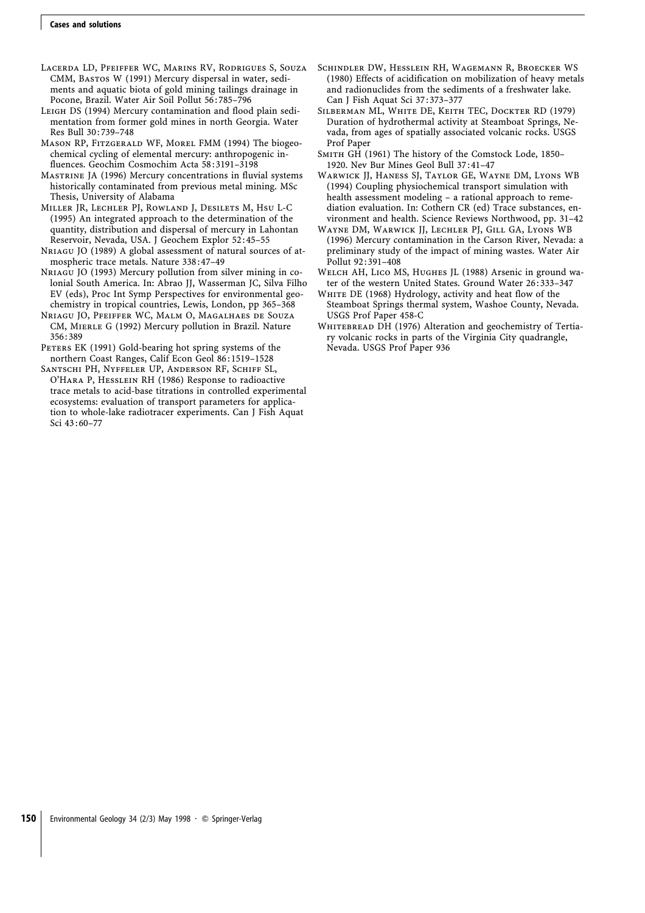Lacerda LD, Pfeiffer WC, Marins RV, Rodrigues S, Souza CMM, Bastos W (1991) Mercury dispersal in water, sediments and aquatic biota of gold mining tailings drainage in Pocone, Brazil. Water Air Soil Pollut 56:785–796

Leigh DS (1994) Mercury contamination and flood plain sedimentation from former gold mines in north Georgia. Water Res Bull 30:739–748

Mason RP, Fitzgerald WF, Morel FMM (1994) The biogeochemical cycling of elemental mercury: anthropogenic influences. Geochim Cosmochim Acta 58:3191–3198

Mastrine JA (1996) Mercury concentrations in fluvial systems historically contaminated from previous metal mining. MSc Thesis, University of Alabama

Miller JR, Lechler PJ, Rowland J, Desilets M, Hsu L-C (1995) An integrated approach to the determination of the quantity, distribution and dispersal of mercury in Lahontan Reservoir, Nevada, USA. J Geochem Explor 52:45–55

Nriagu JO (1989) A global assessment of natural sources of atmospheric trace metals. Nature 338:47–49

Nriagu JO (1993) Mercury pollution from silver mining in colonial South America. In: Abrao JJ, Wasserman JC, Silva Filho EV (eds), Proc Int Symp Perspectives for environmental geochemistry in tropical countries, Lewis, London, pp 365–368

Nriagu JO, Pfeiffer WC, Malm O, Magalhaes de Souza CM, Mierle G (1992) Mercury pollution in Brazil. Nature 356:389

Peters EK (1991) Gold-bearing hot spring systems of the northern Coast Ranges, Calif Econ Geol 86:1519–1528

Santschi PH, Nyffeler UP, Anderson RF, Schiff SL, O'Hara P, Hesslein RH (1986) Response to radioactive trace metals to acid-base titrations in controlled experimental ecosystems: evaluation of transport parameters for application to whole-lake radiotracer experiments. Can J Fish Aquat Sci 43:60–77

Schindler DW, Hesslein RH, Wagemann R, Broecker WS (1980) Effects of acidification on mobilization of heavy metals and radionuclides from the sediments of a freshwater lake. Can J Fish Aquat Sci 37:373–377

Silberman ML, White DE, Keith TEC, Dockter RD (1979) Duration of hydrothermal activity at Steamboat Springs, Nevada, from ages of spatially associated volcanic rocks. USGS Prof Paper

Smith GH (1961) The history of the Comstock Lode, 1850–1920. Nev Bur Mines Geol Bull 37:41–47

Warwick JJ, Haness SJ, Taylor GE, Wayne DM, Lyons WB (1994) Coupling physiochemical transport simulation with health assessment modeling – a rational approach to remediation evaluation. In: Cothern CR (ed) Trace substances, environment and health. Science Reviews Northwood, pp. 31–42

Wayne DM, Warwick JJ, Lechler PJ, Gill GA, Lyons WB (1996) Mercury contamination in the Carson River, Nevada: a preliminary study of the impact of mining wastes. Water Air Pollut 92:391–408

Welch AH, Lico MS, Hughes JL (1988) Arsenic in ground water of the western United States. Ground Water 26:333–347

White DE (1968) Hydrology, activity and heat flow of the Steamboat Springs thermal system, Washoe County, Nevada. USGS Prof Paper 458-C

Whitebread DH (1976) Alteration and geochemistry of Tertiary volcanic rocks in parts of the Virginia City quadrangle, Nevada. USGS Prof Paper 936